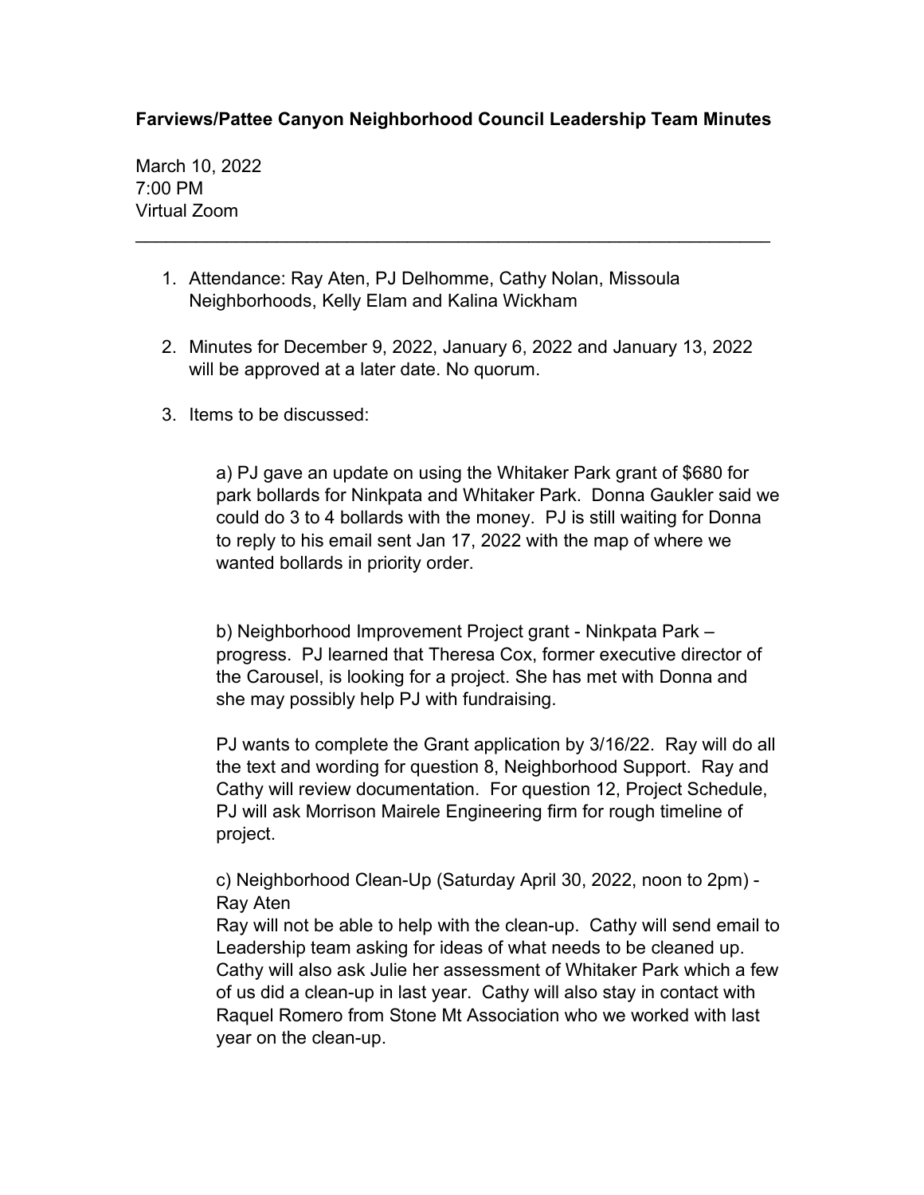**Farviews/Pattee Canyon Neighborhood Council Leadership Team Minutes**

March 10, 2022
7:00 PM
Virtual Zoom

---

1. Attendance: Ray Aten, PJ Delhomme, Cathy Nolan, Missoula Neighborhoods, Kelly Elam and Kalina Wickham

2. Minutes for December 9, 2022, January 6, 2022 and January 13, 2022 will be approved at a later date. No quorum.

3. Items to be discussed:

   a) PJ gave an update on using the Whitaker Park grant of $680 for park bollards for Ninkpata and Whitaker Park. Donna Gaukler said we could do 3 to 4 bollards with the money. PJ is still waiting for Donna to reply to his email sent Jan 17, 2022 with the map of where we wanted bollards in priority order.

   b) Neighborhood Improvement Project grant - Ninkpata Park – progress. PJ learned that Theresa Cox, former executive director of the Carousel, is looking for a project. She has met with Donna and she may possibly help PJ with fundraising.

   PJ wants to complete the Grant application by 3/16/22. Ray will do all the text and wording for question 8, Neighborhood Support. Ray and Cathy will review documentation. For question 12, Project Schedule, PJ will ask Morrison Mairele Engineering firm for rough timeline of project.

   c) Neighborhood Clean-Up (Saturday April 30, 2022, noon to 2pm) - Ray Aten
   Ray will not be able to help with the clean-up. Cathy will send email to Leadership team asking for ideas of what needs to be cleaned up. Cathy will also ask Julie her assessment of Whitaker Park which a few of us did a clean-up in last year. Cathy will also stay in contact with Raquel Romero from Stone Mt Association who we worked with last year on the clean-up.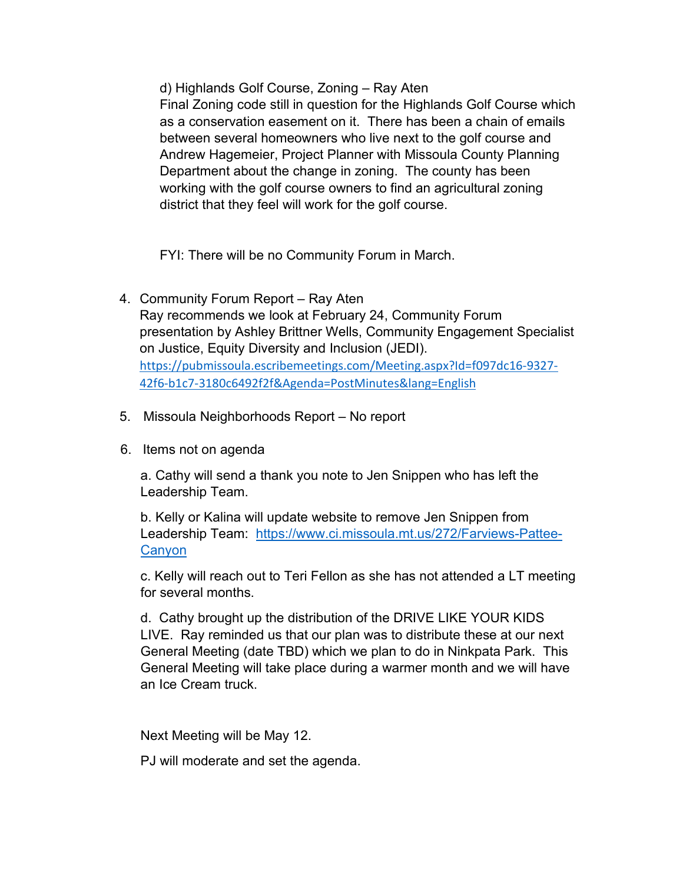d) Highlands Golf Course, Zoning – Ray Aten

Final Zoning code still in question for the Highlands Golf Course which as a conservation easement on it. There has been a chain of emails between several homeowners who live next to the golf course and Andrew Hagemeier, Project Planner with Missoula County Planning Department about the change in zoning. The county has been working with the golf course owners to find an agricultural zoning district that they feel will work for the golf course.

FYI: There will be no Community Forum in March.

4. Community Forum Report – Ray Aten
   Ray recommends we look at February 24, Community Forum presentation by Ashley Brittner Wells, Community Engagement Specialist on Justice, Equity Diversity and Inclusion (JEDI).
   https://pubmissoula.escribemeetings.com/Meeting.aspx?Id=f097dc16-9327-42f6-b1c7-3180c6492f2f&Agenda=PostMinutes&lang=English

5. Missoula Neighborhoods Report – No report

6. Items not on agenda

   a. Cathy will send a thank you note to Jen Snippen who has left the Leadership Team.

   b. Kelly or Kalina will update website to remove Jen Snippen from Leadership Team: https://www.ci.missoula.mt.us/272/Farviews-Pattee-Canyon

   c. Kelly will reach out to Teri Fellon as she has not attended a LT meeting for several months.

   d. Cathy brought up the distribution of the DRIVE LIKE YOUR KIDS LIVE. Ray reminded us that our plan was to distribute these at our next General Meeting (date TBD) which we plan to do in Ninkpata Park. This General Meeting will take place during a warmer month and we will have an Ice Cream truck.

Next Meeting will be May 12.

PJ will moderate and set the agenda.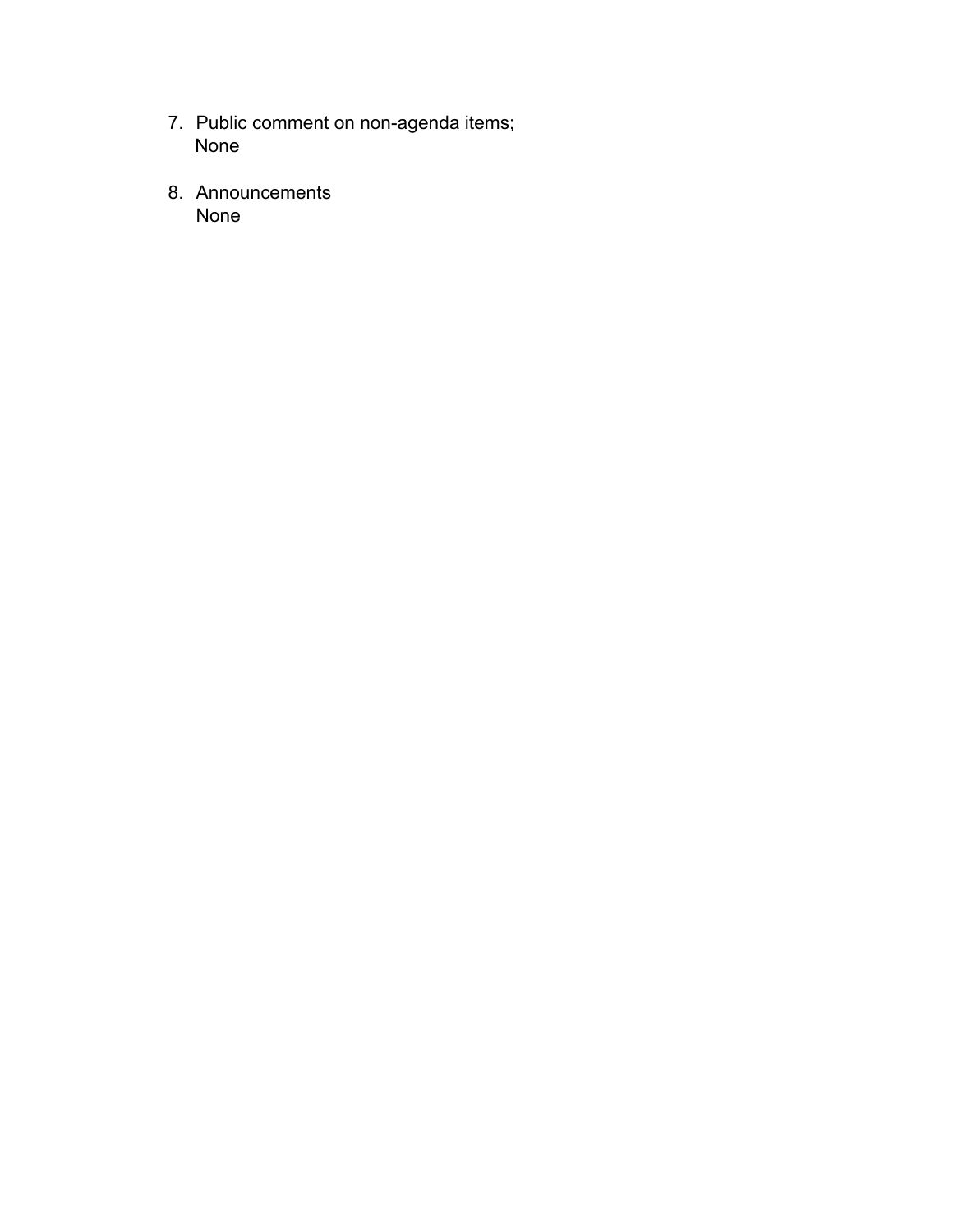7. Public comment on non-agenda items;
   None

8. Announcements
   None